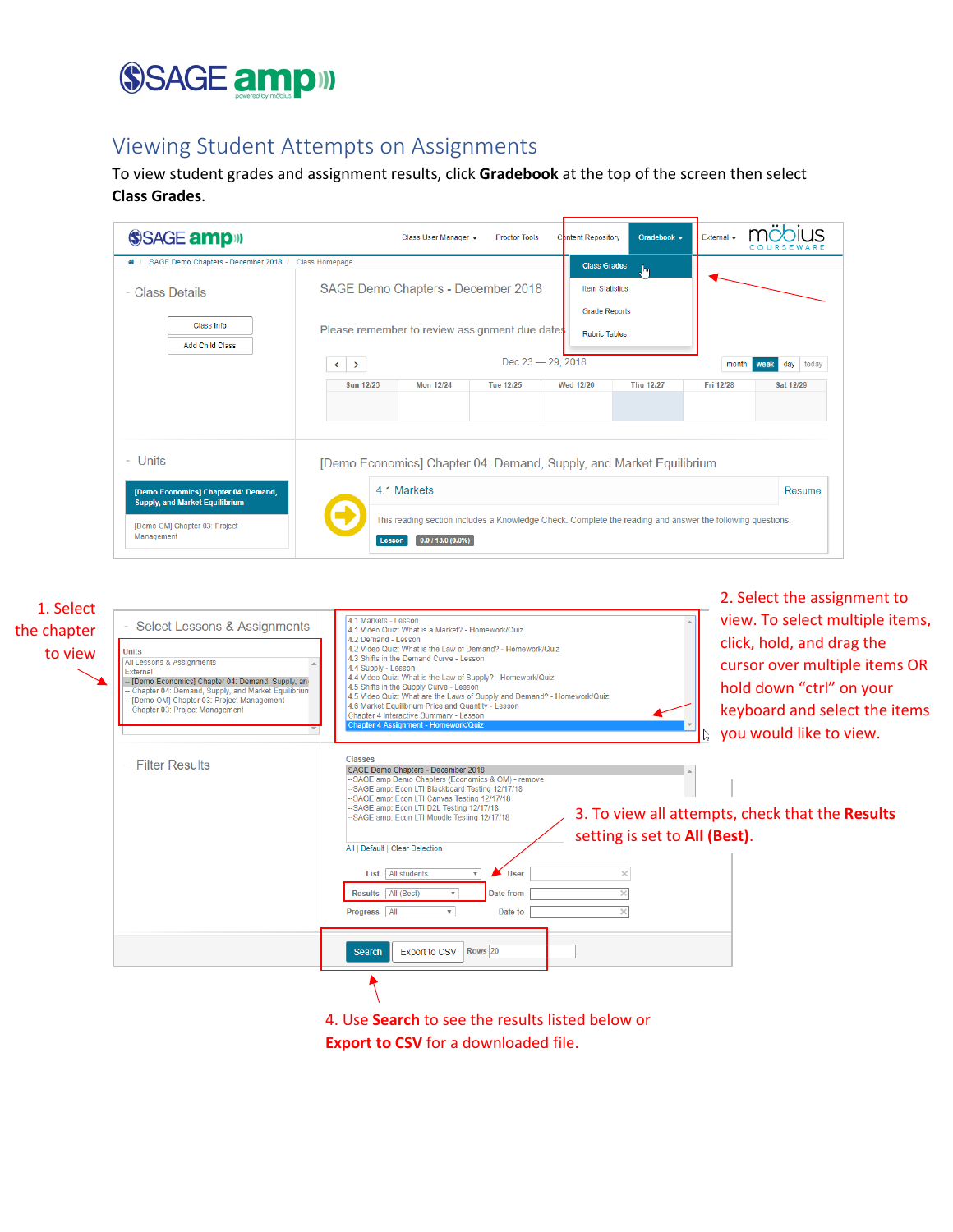# Viewing Student Attempts on Assignments

To view student grades and assignment results, click **Gradebook** at the top of the screen then select **Class Grades**.

1. Select the chapter to view

2. Select the assignment to view. To select multiple items, click, hold, and drag the cursor over multiple items OR hold down "ctrl" on your keyboard and select the items you would like to view.

3. To view all attempts, check that the **Results** setting is set to **All (Best)**.

4. Use **Search** to see the results listed below or **Export to CSV** for a downloaded file.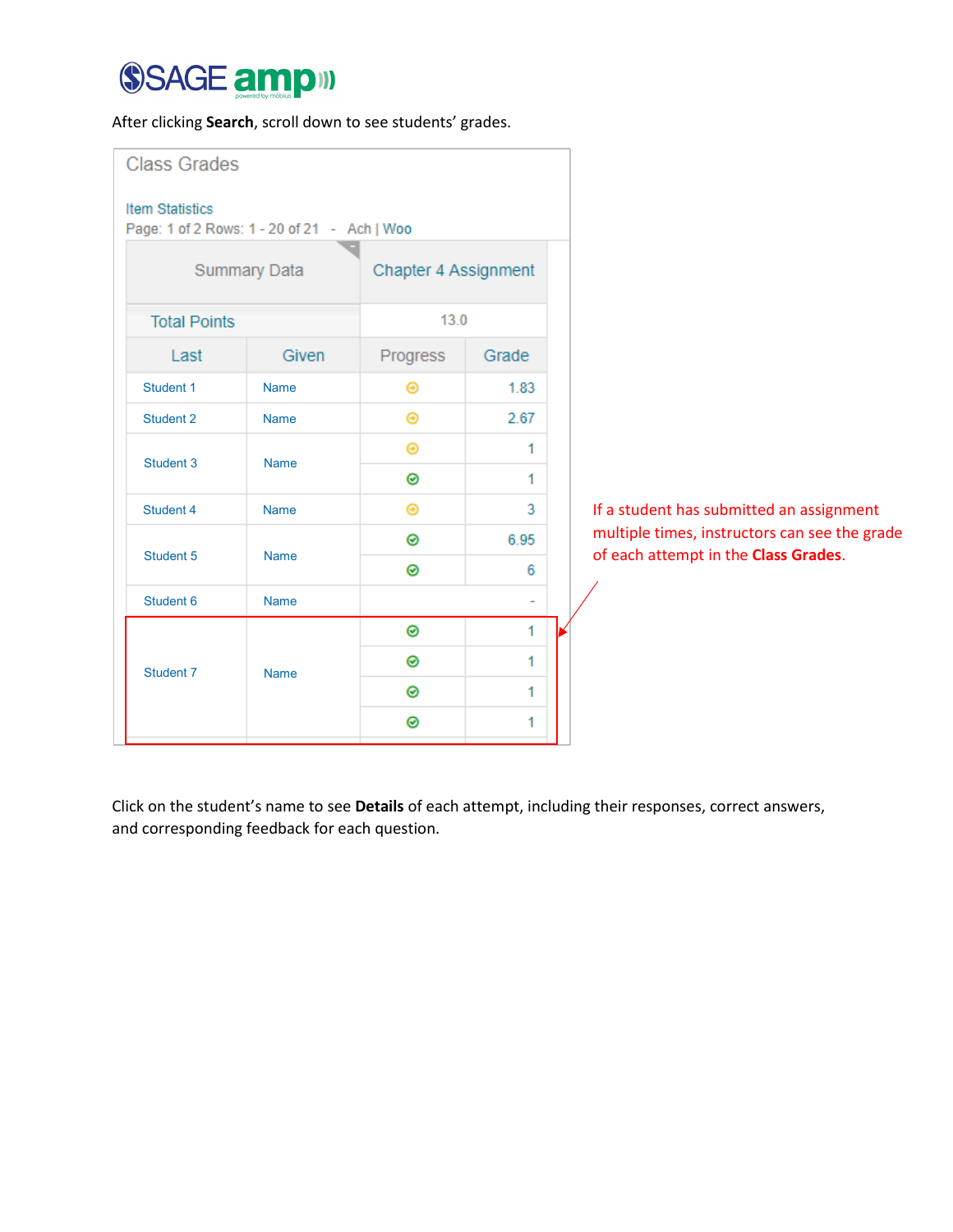After clicking **Search**, scroll down to see students' grades.

Class Grades

Item Statistics

Page: 1 of 2 Rows: 1 - 20 of 21 - Ach | Woo

| Summary Data | | Chapter 4 Assignment | |
|---|---|---|---|
| Total Points | | 13.0 | |
| Last | Given | Progress | Grade |
| Student 1 | Name | ⊖ | 1.83 |
| Student 2 | Name | ⊖ | 2.67 |
| Student 3 | Name | ⊖ | 1 |
| | | ⊘ | 1 |
| Student 4 | Name | ⊖ | 3 |
| Student 5 | Name | ⊘ | 6.95 |
| | | ⊘ | 6 |
| Student 6 | Name | | - |
| Student 7 | Name | ⊘ | 1 |
| | | ⊘ | 1 |
| | | ⊘ | 1 |
| | | ⊘ | 1 |

If a student has submitted an assignment multiple times, instructors can see the grade of each attempt in the **Class Grades**.

Click on the student's name to see **Details** of each attempt, including their responses, correct answers, and corresponding feedback for each question.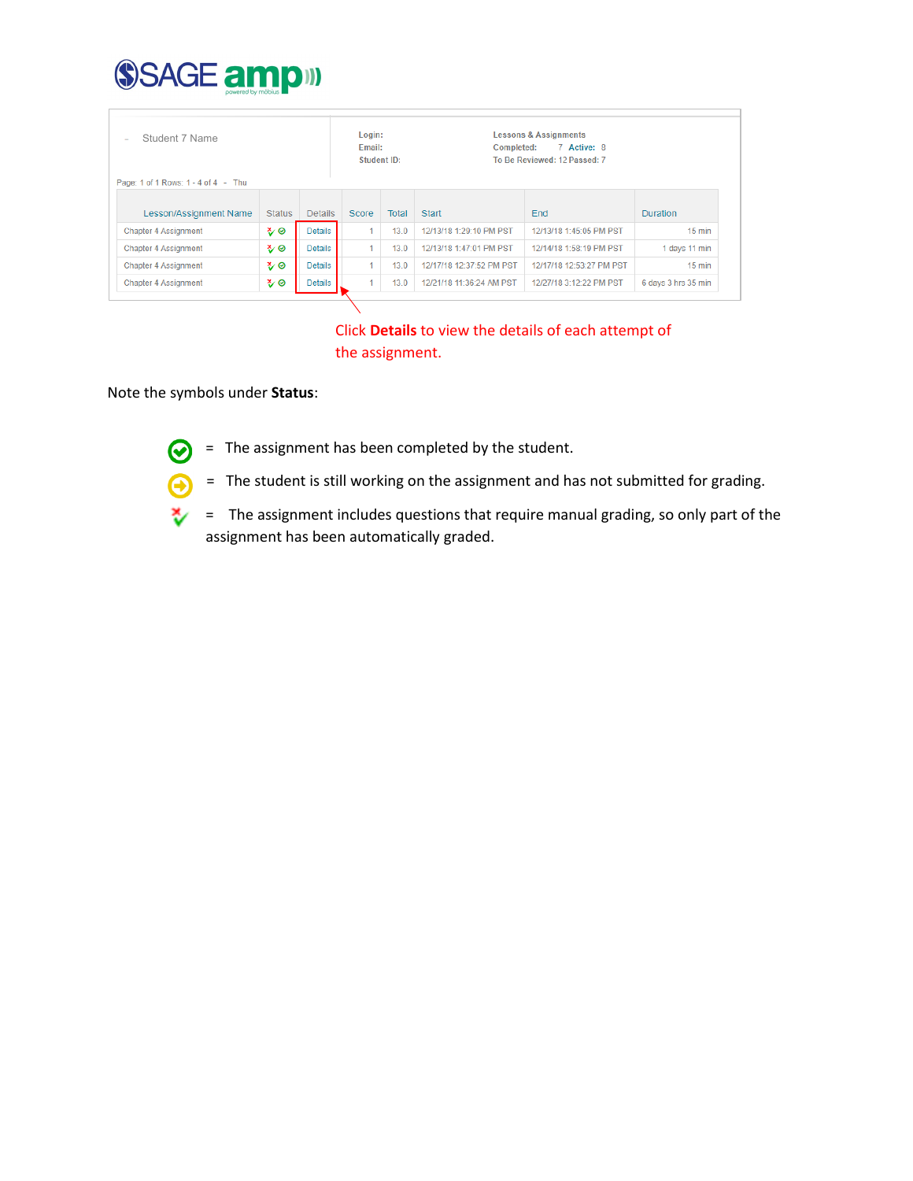SAGE amp

powered by möbius

| Student 7 Name | Login: Email: Student ID: | Lessons & Assignments Completed: 7 Active: 8 To Be Reviewed: 12 Passed: 7 |
|---|---|---|

Page: 1 of 1 Rows: 1 - 4 of 4 - Thu

| Lesson/Assignment Name | Status | Details | Score | Total | Start | End | Duration |
|---|---|---|---|---|---|---|---|
| Chapter 4 Assignment | | Details | 1 | 13.0 | 12/13/18 1:29:10 PM PST | 12/13/18 1:45:05 PM PST | 15 min |
| Chapter 4 Assignment | | Details | 1 | 13.0 | 12/13/18 1:47:01 PM PST | 12/14/18 1:58:19 PM PST | 1 days 11 min |
| Chapter 4 Assignment | | Details | 1 | 13.0 | 12/17/18 12:37:52 PM PST | 12/17/18 12:53:27 PM PST | 15 min |
| Chapter 4 Assignment | | Details | 1 | 13.0 | 12/21/18 11:36:24 AM PST | 12/27/18 3:12:22 PM PST | 6 days 3 hrs 35 min |

Click **Details** to view the details of each attempt of the assignment.

Note the symbols under **Status**:

- = The assignment has been completed by the student.
- = The student is still working on the assignment and has not submitted for grading.
- = The assignment includes questions that require manual grading, so only part of the assignment has been automatically graded.